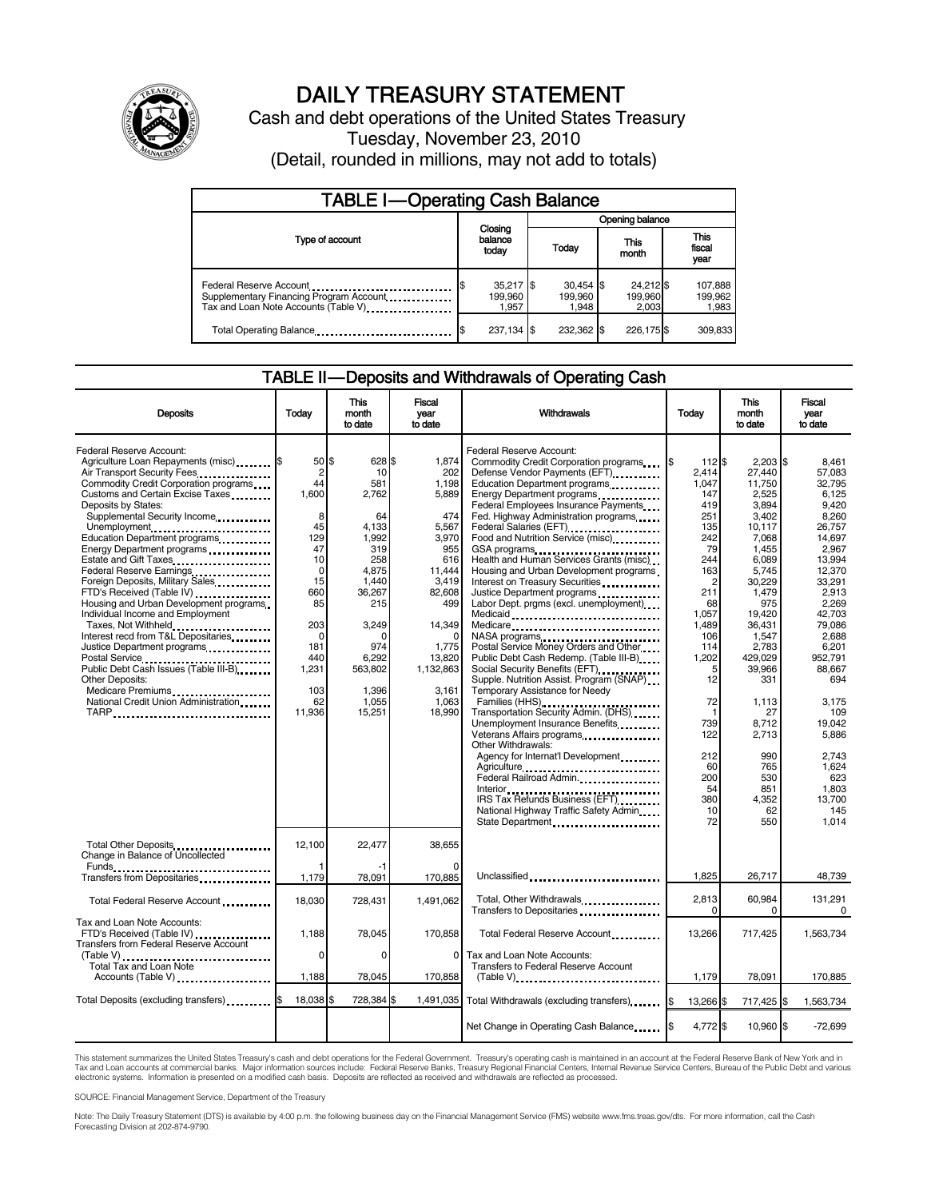# DAILY TREASURY STATEMENT

Cash and debt operations of the United States Treasury

Tuesday, November 23, 2010

(Detail, rounded in millions, may not add to totals)

## TABLE I—Operating Cash Balance

| Type of account | Closing balance today | Opening balance Today | Opening balance This month | Opening balance This fiscal year |
|---|---|---|---|---|
| Federal Reserve Account | $ 35,217 | $ 30,454 | $ 24,212 | $ 107,888 |
| Supplementary Financing Program Account | 199,960 | 199,960 | 199,960 | 199,962 |
| Tax and Loan Note Accounts (Table V) | 1,957 | 1,948 | 2,003 | 1,983 |
| Total Operating Balance | $ 237,134 | $ 232,362 | $ 226,175 | $ 309,833 |

## TABLE II—Deposits and Withdrawals of Operating Cash

| Deposits | Today | This month to date | Fiscal year to date |
|---|---|---|---|
| Federal Reserve Account: | | | |
| Agriculture Loan Repayments (misc) | $ 50 | $ 628 | $ 1,874 |
| Air Transport Security Fees | 2 | 10 | 202 |
| Commodity Credit Corporation programs | 44 | 581 | 1,198 |
| Customs and Certain Excise Taxes | 1,600 | 2,762 | 5,889 |
| Deposits by States: | | | |
| Supplemental Security Income | 8 | 64 | 474 |
| Unemployment | 45 | 4,133 | 5,567 |
| Education Department programs | 129 | 1,992 | 3,970 |
| Energy Department programs | 47 | 319 | 955 |
| Estate and Gift Taxes | 10 | 258 | 616 |
| Federal Reserve Earnings | 0 | 4,875 | 11,444 |
| Foreign Deposits, Military Sales | 15 | 1,440 | 3,419 |
| FTD's Received (Table IV) | 660 | 36,267 | 82,608 |
| Housing and Urban Development programs | 85 | 215 | 499 |
| Individual Income and Employment Taxes, Not Withheld | 203 | 3,249 | 14,349 |
| Interest recd from T&L Depositaries | 0 | 0 | 0 |
| Justice Department programs | 181 | 974 | 1,775 |
| Postal Service | 440 | 6,292 | 13,820 |
| Public Debt Cash Issues (Table III-B) | 1,231 | 563,802 | 1,132,863 |
| Other Deposits: | | | |
| Medicare Premiums | 103 | 1,396 | 3,161 |
| National Credit Union Administration | 62 | 1,055 | 1,063 |
| TARP | 11,936 | 15,251 | 18,990 |
| Total Other Deposits | 12,100 | 22,477 | 38,655 |
| Change in Balance of Uncollected Funds | 1 | -1 | 0 |
| Transfers from Depositaries | 1,179 | 78,091 | 170,885 |
| Total Federal Reserve Account | 18,030 | 728,431 | 1,491,062 |
| Tax and Loan Note Accounts: | | | |
| FTD's Received (Table IV) | 1,188 | 78,045 | 170,858 |
| Transfers from Federal Reserve Account (Table V) | 0 | 0 | 0 |
| Total Tax and Loan Note Accounts (Table V) | 1,188 | 78,045 | 170,858 |
| Total Deposits (excluding transfers) | $ 18,038 | $ 728,384 | $ 1,491,035 |

| Withdrawals | Today | This month to date | Fiscal year to date |
|---|---|---|---|
| Federal Reserve Account: | | | |
| Commodity Credit Corporation programs | $ 112 | $ 2,203 | $ 8,461 |
| Defense Vendor Payments (EFT) | 2,414 | 27,440 | 57,083 |
| Education Department programs | 1,047 | 11,750 | 32,795 |
| Energy Department programs | 147 | 2,525 | 6,125 |
| Federal Employees Insurance Payments | 419 | 3,894 | 9,420 |
| Fed. Highway Administration programs | 251 | 3,402 | 8,260 |
| Federal Salaries (EFT) | 135 | 10,117 | 26,757 |
| Food and Nutrition Service (misc) | 242 | 7,068 | 14,697 |
| GSA programs | 79 | 1,455 | 2,967 |
| Health and Human Services Grants (misc) | 244 | 6,089 | 13,994 |
| Housing and Urban Development programs | 163 | 5,745 | 12,370 |
| Interest on Treasury Securities | 2 | 30,229 | 33,291 |
| Justice Department programs | 211 | 1,479 | 2,913 |
| Labor Dept. prgms (excl. unemployment) | 68 | 975 | 2,269 |
| Medicaid | 1,057 | 19,420 | 42,703 |
| Medicare | 1,489 | 36,431 | 79,086 |
| NASA programs | 106 | 1,547 | 2,688 |
| Postal Service Money Orders and Other | 114 | 2,783 | 6,201 |
| Public Debt Cash Redemp. (Table III-B) | 1,202 | 429,029 | 952,791 |
| Social Security Benefits (EFT) | 5 | 39,966 | 88,667 |
| Supple. Nutrition Assist. Program (SNAP) | 12 | 331 | 694 |
| Temporary Assistance for Needy Families (HHS) | 72 | 1,113 | 3,175 |
| Transportation Security Admin. (DHS) | 1 | 27 | 109 |
| Unemployment Insurance Benefits | 739 | 8,712 | 19,042 |
| Veterans Affairs programs | 122 | 2,713 | 5,886 |
| Other Withdrawals: | | | |
| Agency for Internat'l Development | 212 | 990 | 2,743 |
| Agriculture | 60 | 765 | 1,624 |
| Federal Railroad Admin. | 200 | 530 | 623 |
| Interior | 54 | 851 | 1,803 |
| IRS Tax Refunds Business (EFT) | 380 | 4,352 | 13,700 |
| National Highway Traffic Safety Admin | 10 | 62 | 145 |
| State Department | 72 | 550 | 1,014 |
| Unclassified | 1,825 | 26,717 | 48,739 |
| Total, Other Withdrawals | 2,813 | 60,984 | 131,291 |
| Transfers to Depositaries | 0 | 0 | 0 |
| Total Federal Reserve Account | 13,266 | 717,425 | 1,563,734 |
| Tax and Loan Note Accounts: | | | |
| Transfers to Federal Reserve Account (Table V) | 1,179 | 78,091 | 170,885 |
| Total Withdrawals (excluding transfers) | $ 13,266 | $ 717,425 | $ 1,563,734 |
| Net Change in Operating Cash Balance | $ 4,772 | $ 10,960 | $ -72,699 |

This statement summarizes the United States Treasury's cash and debt operations for the Federal Government. Treasury's operating cash is maintained in an account at the Federal Reserve Bank of New York and in Tax and Loan accounts at commercial banks. Major information sources include: Federal Reserve Banks, Treasury Regional Financial Centers, Internal Revenue Service Centers, Bureau of the Public Debt and various electronic systems. Information is presented on a modified cash basis. Deposits are reflected as received and withdrawals are reflected as processed.

SOURCE: Financial Management Service, Department of the Treasury

Note: The Daily Treasury Statement (DTS) is available by 4:00 p.m. the following business day on the Financial Management Service (FMS) website www.fms.treas.gov/dts. For more information, call the Cash Forecasting Division at 202-874-9790.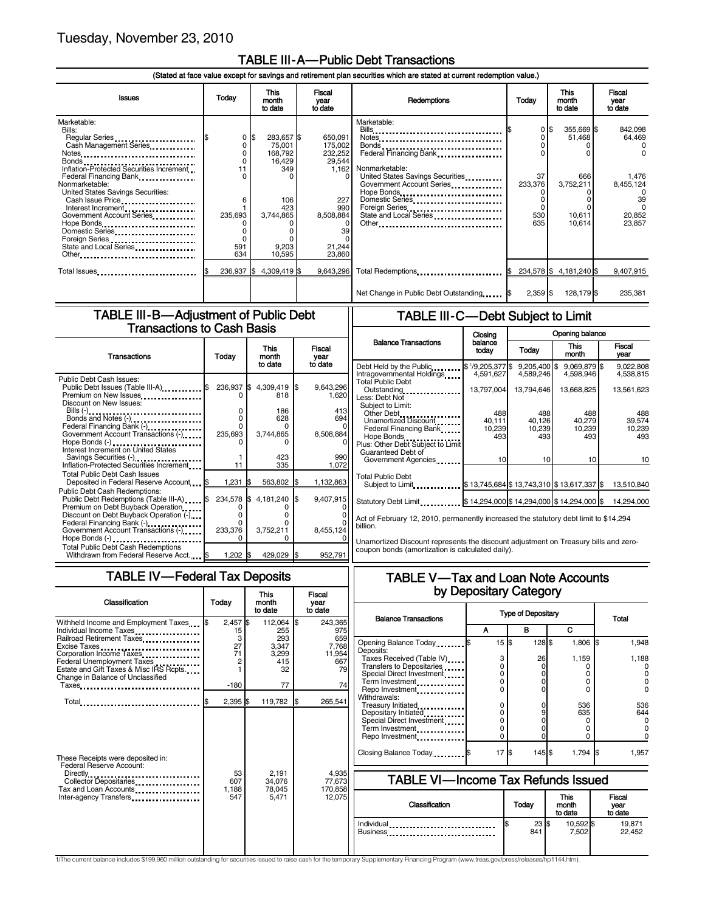Tuesday, November 23, 2010

## TABLE III-A—Public Debt Transactions

(Stated at face value except for savings and retirement plan securities which are stated at current redemption value.)

| Issues | Today | This month to date | Fiscal year to date |
|---|---|---|---|
| Marketable: | | | |
| Bills: | | | |
| Regular Series | $ 0 | $ 283,657 | $ 650,091 |
| Cash Management Series | 0 | 75,001 | 175,002 |
| Notes | 0 | 168,792 | 232,252 |
| Bonds | 0 | 16,429 | 29,544 |
| Inflation-Protected Securities Increment | 11 | 349 | 1,162 |
| Federal Financing Bank | 0 | 0 | 0 |
| Nonmarketable: | | | |
| United States Savings Securities: | | | |
| Cash Issue Price | 6 | 106 | 227 |
| Interest Increment | 1 | 423 | 990 |
| Government Account Series | 235,693 | 3,744,865 | 8,508,884 |
| Hope Bonds | 0 | 0 | 0 |
| Domestic Series | 0 | 0 | 39 |
| Foreign Series | 0 | 0 | 0 |
| State and Local Series | 591 | 9,203 | 21,244 |
| Other | 634 | 10,595 | 23,860 |
| Total Issues | $ 236,937 | $ 4,309,419 | $ 9,643,296 |

| Redemptions | Today | This month to date | Fiscal year to date |
|---|---|---|---|
| Marketable: | | | |
| Bills | $ 0 | $ 355,669 | $ 842,098 |
| Notes | 0 | 51,468 | 64,469 |
| Bonds | 0 | 0 | 0 |
| Federal Financing Bank | 0 | 0 | 0 |
| Nonmarketable: | | | |
| United States Savings Securities | 37 | 666 | 1,476 |
| Government Account Series | 233,376 | 3,752,211 | 8,455,124 |
| Hope Bonds | 0 | 0 | 0 |
| Domestic Series | 0 | 0 | 39 |
| Foreign Series | 0 | 0 | 0 |
| State and Local Series | 530 | 10,611 | 20,852 |
| Other | 635 | 10,614 | 23,857 |
| Total Redemptions | $ 234,578 | $ 4,181,240 | $ 9,407,915 |
| Net Change in Public Debt Outstanding | $ 2,359 | $ 128,179 | $ 235,381 |

## TABLE III-B—Adjustment of Public Debt Transactions to Cash Basis

| Transactions | Today | This month to date | Fiscal year to date |
|---|---|---|---|
| Public Debt Cash Issues: | | | |
| Public Debt Issues (Table III-A) | $ 236,937 | $ 4,309,419 | $ 9,643,296 |
| Premium on New Issues | 0 | 818 | 1,620 |
| Discount on New Issues: | | | |
| Bills (-) | 0 | 186 | 413 |
| Bonds and Notes (-) | 0 | 628 | 694 |
| Federal Financing Bank (-) | 0 | 0 | 0 |
| Government Account Transactions (-) | 235,693 | 3,744,865 | 8,508,884 |
| Hope Bonds (-) | 0 | 0 | 0 |
| Interest Increment on United States Savings Securities (-) | 1 | 423 | 990 |
| Inflation-Protected Securities Increment | 11 | 335 | 1,072 |
| Total Public Debt Cash Issues Deposited in Federal Reserve Account | $ 1,231 | $ 563,802 | $ 1,132,863 |
| Public Debt Cash Redemptions: | | | |
| Public Debt Redemptions (Table III-A) | $ 234,578 | $ 4,181,240 | $ 9,407,915 |
| Premium on Debt Buyback Operation | 0 | 0 | 0 |
| Discount on Debt Buyback Operation (-) | 0 | 0 | 0 |
| Federal Financing Bank (-) | 0 | 0 | 0 |
| Government Account Transactions (-) | 233,376 | 3,752,211 | 8,455,124 |
| Hope Bonds (-) | 0 | 0 | 0 |
| Total Public Debt Cash Redemptions Withdrawn from Federal Reserve Acct. | $ 1,202 | $ 429,029 | $ 952,791 |

## TABLE III-C—Debt Subject to Limit

| Balance Transactions | Closing balance today | Opening balance Today | Opening balance This month | Opening balance Fiscal year |
|---|---|---|---|---|
| Debt Held by the Public | $ [1]9,205,377 | $ 9,205,400 | $ 9,069,879 | $ 9,022,808 |
| Intragovernmental Holdings | 4,591,627 | 4,589,246 | 4,598,946 | 4,538,815 |
| Total Public Debt Outstanding | 13,797,004 | 13,794,646 | 13,668,825 | 13,561,623 |
| Less: Debt Not Subject to Limit: | | | | |
| Other Debt | 488 | 488 | 488 | 488 |
| Unamortized Discount | 40,111 | 40,126 | 40,279 | 39,574 |
| Federal Financing Bank | 10,239 | 10,239 | 10,239 | 10,239 |
| Hope Bonds | 493 | 493 | 493 | 493 |
| Plus: Other Debt Subject to Limit | | | | |
| Guaranteed Debt of Government Agencies | 10 | 10 | 10 | 10 |
| Total Public Debt Subject to Limit | $ 13,745,684 | $ 13,743,310 | $ 13,617,337 | $ 13,510,840 |
| Statutory Debt Limit | $ 14,294,000 | $ 14,294,000 | $ 14,294,000 | $ 14,294,000 |

Act of February 12, 2010, permanently increased the statutory debt limit to $14,294 billion.

Unamortized Discount represents the discount adjustment on Treasury bills and zero-coupon bonds (amortization is calculated daily).

## TABLE IV—Federal Tax Deposits

| Classification | Today | This month to date | Fiscal year to date |
|---|---|---|---|
| Withheld Income and Employment Taxes | $ 2,457 | $ 112,064 | $ 243,365 |
| Individual Income Taxes | 15 | 255 | 975 |
| Railroad Retirement Taxes | 3 | 293 | 659 |
| Excise Taxes | 27 | 3,347 | 7,768 |
| Corporation Income Taxes | 71 | 3,299 | 11,954 |
| Federal Unemployment Taxes | 2 | 415 | 667 |
| Estate and Gift Taxes & Misc IRS Rcpts. | 1 | 32 | 79 |
| Change in Balance of Unclassified Taxes | -180 | 77 | 74 |
| Total | $ 2,395 | $ 119,782 | $ 265,541 |
| These Receipts were deposited in: | | | |
| Federal Reserve Account: | | | |
| Directly | 53 | 2,191 | 4,935 |
| Collector Depositaries | 607 | 34,076 | 77,673 |
| Tax and Loan Accounts | 1,188 | 78,045 | 170,858 |
| Inter-agency Transfers | 547 | 5,471 | 12,075 |

## TABLE V—Tax and Loan Note Accounts by Depositary Category

| Balance Transactions | Type of Depositary A | B | C | Total |
|---|---|---|---|---|
| Opening Balance Today | $ 15 | $ 128 | $ 1,806 | $ 1,948 |
| Deposits: | | | | |
| Taxes Received (Table IV) | 3 | 26 | 1,159 | 1,188 |
| Transfers to Depositaries | 0 | 0 | 0 | 0 |
| Special Direct Investment | 0 | 0 | 0 | 0 |
| Term Investment | 0 | 0 | 0 | 0 |
| Repo Investment | 0 | 0 | 0 | 0 |
| Withdrawals: | | | | |
| Treasury Initiated | 0 | 0 | 536 | 536 |
| Depositary Initiated | 0 | 9 | 635 | 644 |
| Special Direct Investment | 0 | 0 | 0 | 0 |
| Term Investment | 0 | 0 | 0 | 0 |
| Repo Investment | 0 | 0 | 0 | 0 |
| Closing Balance Today | $ 17 | $ 145 | $ 1,794 | $ 1,957 |

## TABLE VI—Income Tax Refunds Issued

| Classification | Today | This month to date | Fiscal year to date |
|---|---|---|---|
| Individual | $ 23 | $ 10,592 | $ 19,871 |
| Business | 841 | 7,502 | 22,452 |

1/The current balance includes $199,960 million outstanding for securities issued to raise cash for the temporary Supplementary Financing Program (www.treas.gov/press/releases/hp1144.htm).